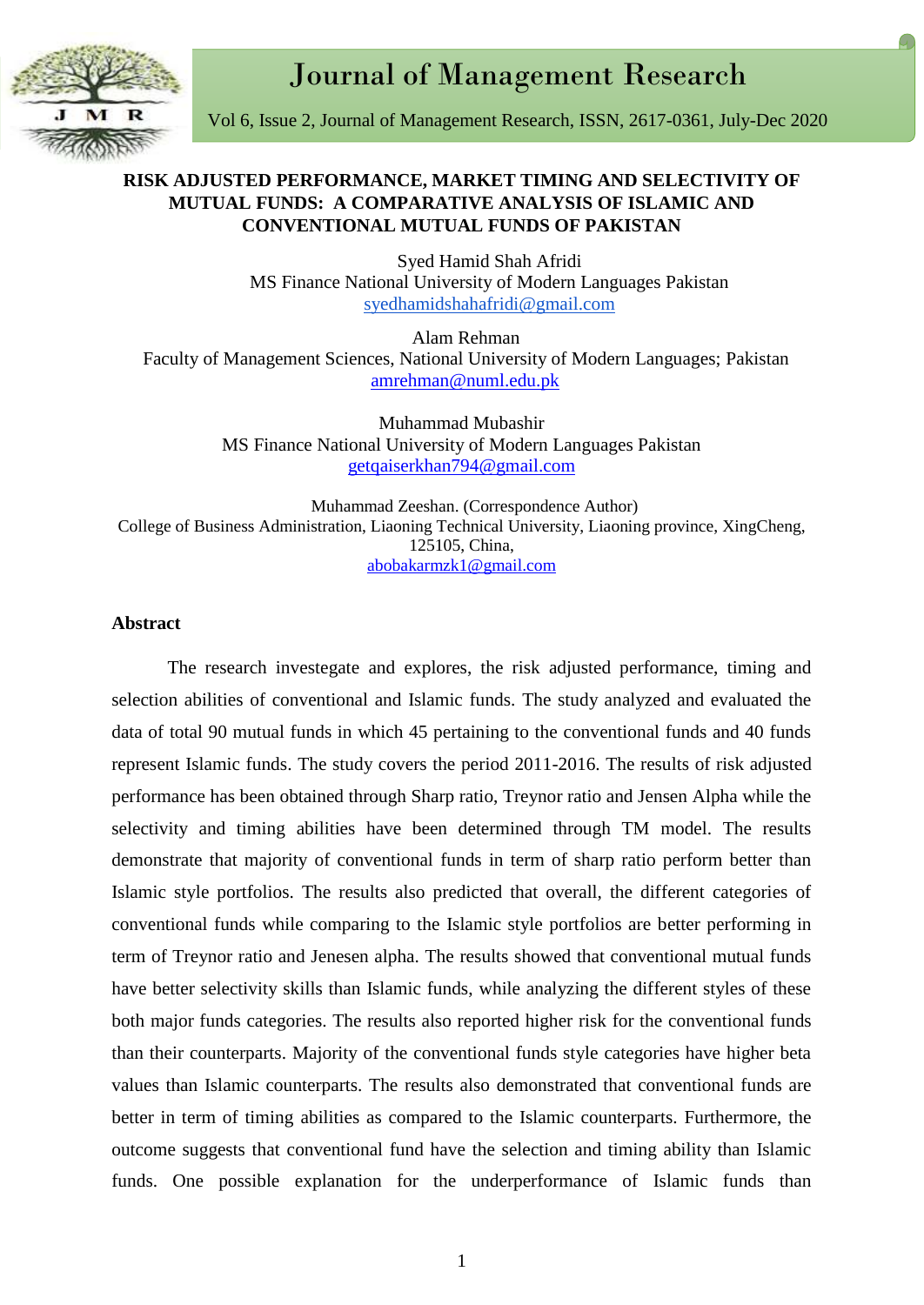# RISK ADJUSTED PERFORMANCE, MARKET TIMING AND SELECTIVITY OF MUTUAL FUNDS: A COMPARATIVE ANALYSIS OF ISLAMIC AND CONVENTIONAL MUTUAL FUNDS OF PAKISTAN

Syed Hamid Shah Afridi
MS Finance National University of Modern Languages Pakistan
syedhamidshahafridi@gmail.com

Alam Rehman
Faculty of Management Sciences, National University of Modern Languages; Pakistan
amrehman@numl.edu.pk

Muhammad Mubashir
MS Finance National University of Modern Languages Pakistan
getqaiserkhan794@gmail.com

Muhammad Zeeshan. (Correspondence Author)
College of Business Administration, Liaoning Technical University, Liaoning province, XingCheng, 125105, China,
abobakarmzk1@gmail.com

## Abstract

The research investegate and explores, the risk adjusted performance, timing and selection abilities of conventional and Islamic funds. The study analyzed and evaluated the data of total 90 mutual funds in which 45 pertaining to the conventional funds and 40 funds represent Islamic funds. The study covers the period 2011-2016. The results of risk adjusted performance has been obtained through Sharp ratio, Treynor ratio and Jensen Alpha while the selectivity and timing abilities have been determined through TM model. The results demonstrate that majority of conventional funds in term of sharp ratio perform better than Islamic style portfolios. The results also predicted that overall, the different categories of conventional funds while comparing to the Islamic style portfolios are better performing in term of Treynor ratio and Jenesen alpha. The results showed that conventional mutual funds have better selectivity skills than Islamic funds, while analyzing the different styles of these both major funds categories. The results also reported higher risk for the conventional funds than their counterparts. Majority of the conventional funds style categories have higher beta values than Islamic counterparts. The results also demonstrated that conventional funds are better in term of timing abilities as compared to the Islamic counterparts. Furthermore, the outcome suggests that conventional fund have the selection and timing ability than Islamic funds. One possible explanation for the underperformance of Islamic funds than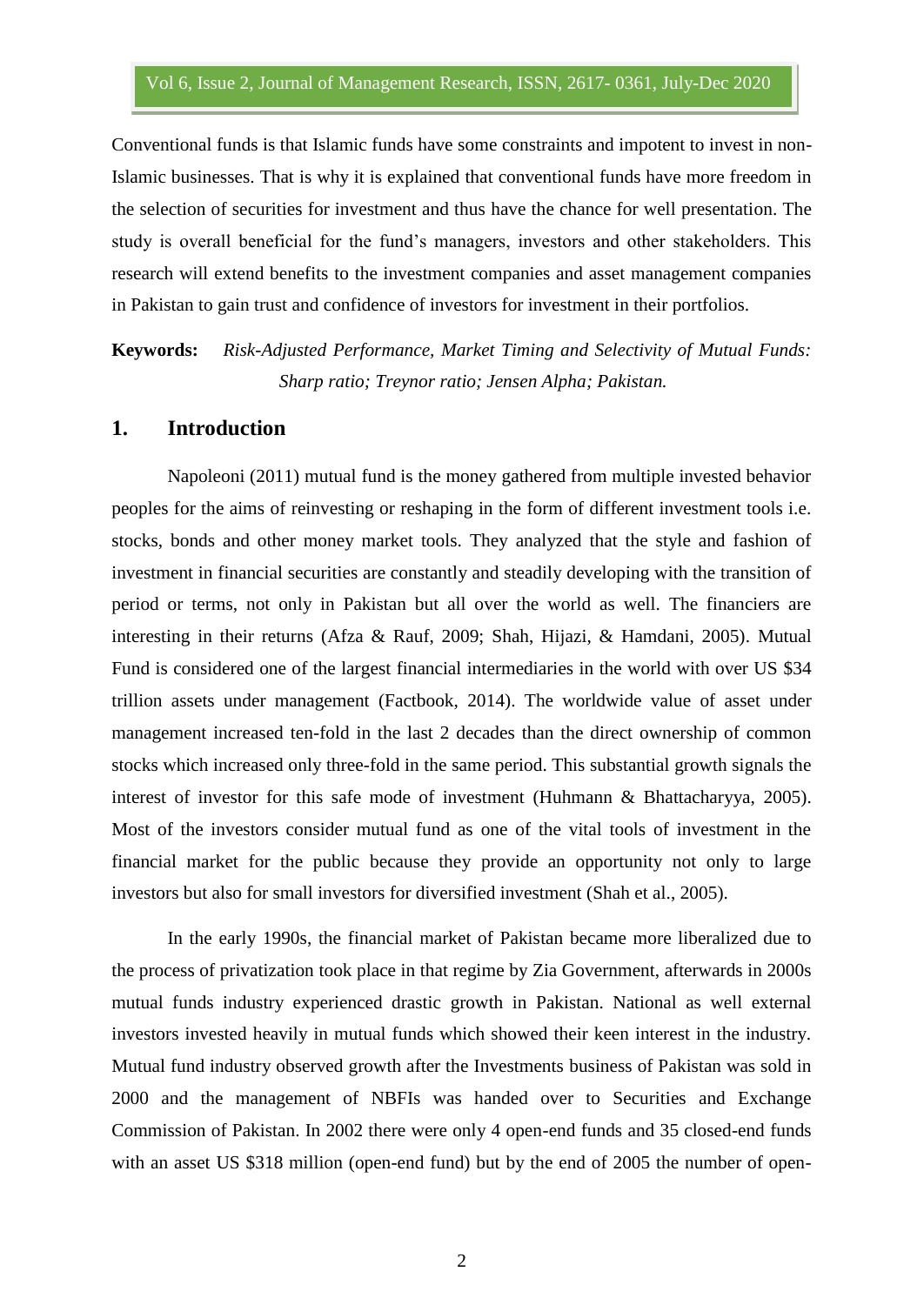Conventional funds is that Islamic funds have some constraints and impotent to invest in non-Islamic businesses. That is why it is explained that conventional funds have more freedom in the selection of securities for investment and thus have the chance for well presentation. The study is overall beneficial for the fund's managers, investors and other stakeholders. This research will extend benefits to the investment companies and asset management companies in Pakistan to gain trust and confidence of investors for investment in their portfolios.

**Keywords:** *Risk-Adjusted Performance, Market Timing and Selectivity of Mutual Funds: Sharp ratio; Treynor ratio; Jensen Alpha; Pakistan.*

## 1. Introduction

Napoleoni (2011) mutual fund is the money gathered from multiple invested behavior peoples for the aims of reinvesting or reshaping in the form of different investment tools i.e. stocks, bonds and other money market tools. They analyzed that the style and fashion of investment in financial securities are constantly and steadily developing with the transition of period or terms, not only in Pakistan but all over the world as well. The financiers are interesting in their returns (Afza & Rauf, 2009; Shah, Hijazi, & Hamdani, 2005). Mutual Fund is considered one of the largest financial intermediaries in the world with over US $34 trillion assets under management (Factbook, 2014). The worldwide value of asset under management increased ten-fold in the last 2 decades than the direct ownership of common stocks which increased only three-fold in the same period. This substantial growth signals the interest of investor for this safe mode of investment (Huhmann & Bhattacharyya, 2005). Most of the investors consider mutual fund as one of the vital tools of investment in the financial market for the public because they provide an opportunity not only to large investors but also for small investors for diversified investment (Shah et al., 2005).

In the early 1990s, the financial market of Pakistan became more liberalized due to the process of privatization took place in that regime by Zia Government, afterwards in 2000s mutual funds industry experienced drastic growth in Pakistan. National as well external investors invested heavily in mutual funds which showed their keen interest in the industry. Mutual fund industry observed growth after the Investments business of Pakistan was sold in 2000 and the management of NBFIs was handed over to Securities and Exchange Commission of Pakistan. In 2002 there were only 4 open-end funds and 35 closed-end funds with an asset US $318 million (open-end fund) but by the end of 2005 the number of open-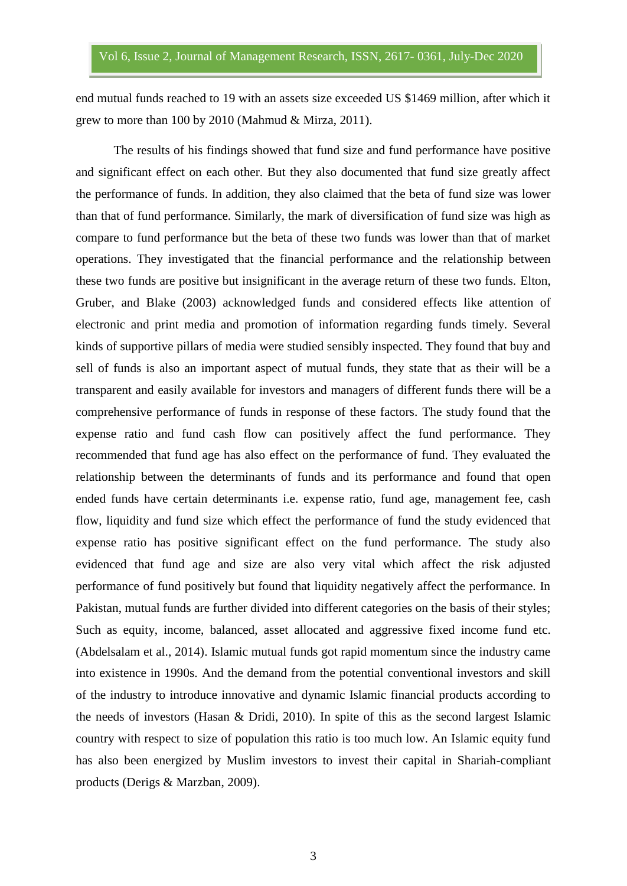end mutual funds reached to 19 with an assets size exceeded US $1469 million, after which it grew to more than 100 by 2010 (Mahmud & Mirza, 2011).

The results of his findings showed that fund size and fund performance have positive and significant effect on each other. But they also documented that fund size greatly affect the performance of funds. In addition, they also claimed that the beta of fund size was lower than that of fund performance. Similarly, the mark of diversification of fund size was high as compare to fund performance but the beta of these two funds was lower than that of market operations. They investigated that the financial performance and the relationship between these two funds are positive but insignificant in the average return of these two funds. Elton, Gruber, and Blake (2003) acknowledged funds and considered effects like attention of electronic and print media and promotion of information regarding funds timely. Several kinds of supportive pillars of media were studied sensibly inspected. They found that buy and sell of funds is also an important aspect of mutual funds, they state that as their will be a transparent and easily available for investors and managers of different funds there will be a comprehensive performance of funds in response of these factors. The study found that the expense ratio and fund cash flow can positively affect the fund performance. They recommended that fund age has also effect on the performance of fund. They evaluated the relationship between the determinants of funds and its performance and found that open ended funds have certain determinants i.e. expense ratio, fund age, management fee, cash flow, liquidity and fund size which effect the performance of fund the study evidenced that expense ratio has positive significant effect on the fund performance. The study also evidenced that fund age and size are also very vital which affect the risk adjusted performance of fund positively but found that liquidity negatively affect the performance. In Pakistan, mutual funds are further divided into different categories on the basis of their styles; Such as equity, income, balanced, asset allocated and aggressive fixed income fund etc. (Abdelsalam et al., 2014). Islamic mutual funds got rapid momentum since the industry came into existence in 1990s. And the demand from the potential conventional investors and skill of the industry to introduce innovative and dynamic Islamic financial products according to the needs of investors (Hasan & Dridi, 2010). In spite of this as the second largest Islamic country with respect to size of population this ratio is too much low. An Islamic equity fund has also been energized by Muslim investors to invest their capital in Shariah-compliant products (Derigs & Marzban, 2009).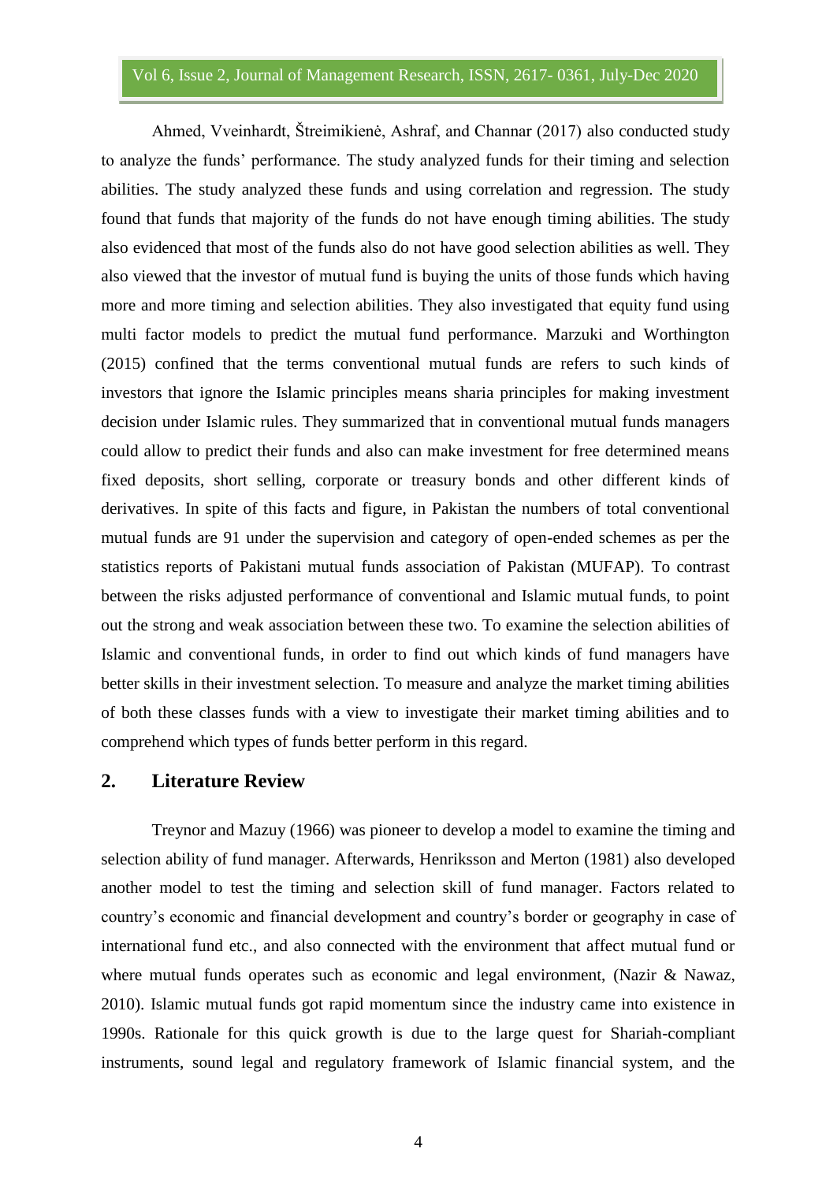Ahmed, Vveinhardt, Štreimikienė, Ashraf, and Channar (2017) also conducted study to analyze the funds' performance. The study analyzed funds for their timing and selection abilities. The study analyzed these funds and using correlation and regression. The study found that funds that majority of the funds do not have enough timing abilities. The study also evidenced that most of the funds also do not have good selection abilities as well. They also viewed that the investor of mutual fund is buying the units of those funds which having more and more timing and selection abilities. They also investigated that equity fund using multi factor models to predict the mutual fund performance. Marzuki and Worthington (2015) confined that the terms conventional mutual funds are refers to such kinds of investors that ignore the Islamic principles means sharia principles for making investment decision under Islamic rules. They summarized that in conventional mutual funds managers could allow to predict their funds and also can make investment for free determined means fixed deposits, short selling, corporate or treasury bonds and other different kinds of derivatives. In spite of this facts and figure, in Pakistan the numbers of total conventional mutual funds are 91 under the supervision and category of open-ended schemes as per the statistics reports of Pakistani mutual funds association of Pakistan (MUFAP). To contrast between the risks adjusted performance of conventional and Islamic mutual funds, to point out the strong and weak association between these two. To examine the selection abilities of Islamic and conventional funds, in order to find out which kinds of fund managers have better skills in their investment selection. To measure and analyze the market timing abilities of both these classes funds with a view to investigate their market timing abilities and to comprehend which types of funds better perform in this regard.

## 2. Literature Review

Treynor and Mazuy (1966) was pioneer to develop a model to examine the timing and selection ability of fund manager. Afterwards, Henriksson and Merton (1981) also developed another model to test the timing and selection skill of fund manager. Factors related to country's economic and financial development and country's border or geography in case of international fund etc., and also connected with the environment that affect mutual fund or where mutual funds operates such as economic and legal environment, (Nazir & Nawaz, 2010). Islamic mutual funds got rapid momentum since the industry came into existence in 1990s. Rationale for this quick growth is due to the large quest for Shariah-compliant instruments, sound legal and regulatory framework of Islamic financial system, and the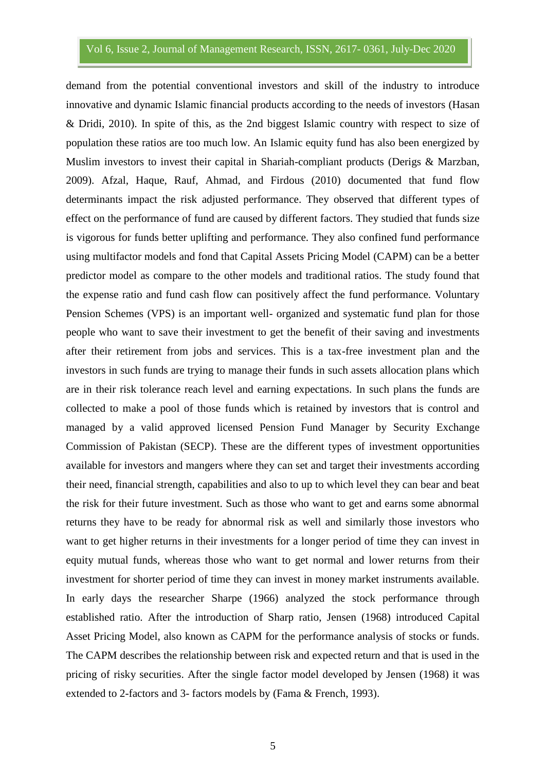demand from the potential conventional investors and skill of the industry to introduce innovative and dynamic Islamic financial products according to the needs of investors (Hasan & Dridi, 2010). In spite of this, as the 2nd biggest Islamic country with respect to size of population these ratios are too much low. An Islamic equity fund has also been energized by Muslim investors to invest their capital in Shariah-compliant products (Derigs & Marzban, 2009). Afzal, Haque, Rauf, Ahmad, and Firdous (2010) documented that fund flow determinants impact the risk adjusted performance. They observed that different types of effect on the performance of fund are caused by different factors. They studied that funds size is vigorous for funds better uplifting and performance. They also confined fund performance using multifactor models and fond that Capital Assets Pricing Model (CAPM) can be a better predictor model as compare to the other models and traditional ratios. The study found that the expense ratio and fund cash flow can positively affect the fund performance. Voluntary Pension Schemes (VPS) is an important well- organized and systematic fund plan for those people who want to save their investment to get the benefit of their saving and investments after their retirement from jobs and services. This is a tax-free investment plan and the investors in such funds are trying to manage their funds in such assets allocation plans which are in their risk tolerance reach level and earning expectations. In such plans the funds are collected to make a pool of those funds which is retained by investors that is control and managed by a valid approved licensed Pension Fund Manager by Security Exchange Commission of Pakistan (SECP). These are the different types of investment opportunities available for investors and mangers where they can set and target their investments according their need, financial strength, capabilities and also to up to which level they can bear and beat the risk for their future investment. Such as those who want to get and earns some abnormal returns they have to be ready for abnormal risk as well and similarly those investors who want to get higher returns in their investments for a longer period of time they can invest in equity mutual funds, whereas those who want to get normal and lower returns from their investment for shorter period of time they can invest in money market instruments available. In early days the researcher Sharpe (1966) analyzed the stock performance through established ratio. After the introduction of Sharp ratio, Jensen (1968) introduced Capital Asset Pricing Model, also known as CAPM for the performance analysis of stocks or funds. The CAPM describes the relationship between risk and expected return and that is used in the pricing of risky securities. After the single factor model developed by Jensen (1968) it was extended to 2-factors and 3- factors models by (Fama & French, 1993).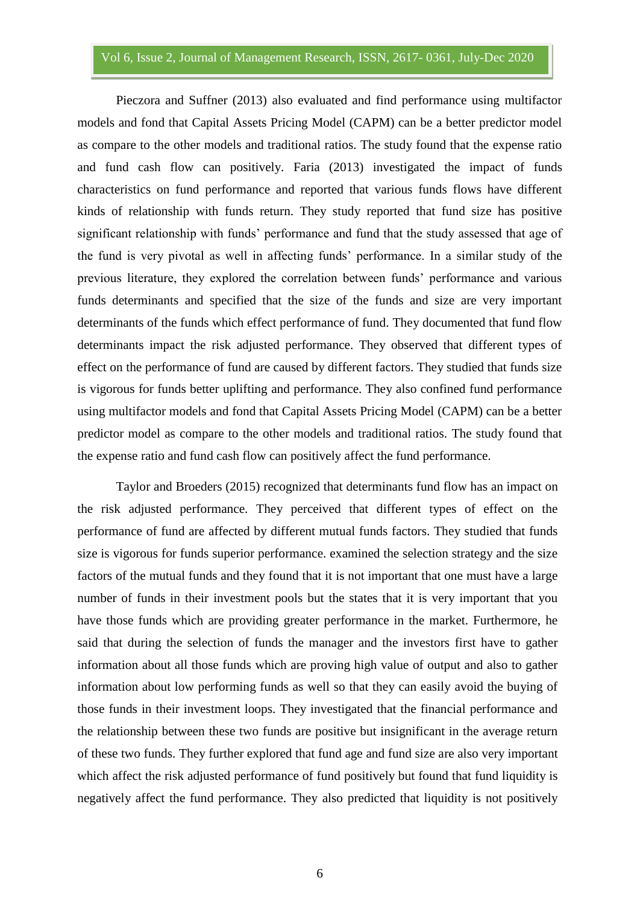Pieczora and Suffner (2013) also evaluated and find performance using multifactor models and fond that Capital Assets Pricing Model (CAPM) can be a better predictor model as compare to the other models and traditional ratios. The study found that the expense ratio and fund cash flow can positively. Faria (2013) investigated the impact of funds characteristics on fund performance and reported that various funds flows have different kinds of relationship with funds return. They study reported that fund size has positive significant relationship with funds' performance and fund that the study assessed that age of the fund is very pivotal as well in affecting funds' performance. In a similar study of the previous literature, they explored the correlation between funds' performance and various funds determinants and specified that the size of the funds and size are very important determinants of the funds which effect performance of fund. They documented that fund flow determinants impact the risk adjusted performance. They observed that different types of effect on the performance of fund are caused by different factors. They studied that funds size is vigorous for funds better uplifting and performance. They also confined fund performance using multifactor models and fond that Capital Assets Pricing Model (CAPM) can be a better predictor model as compare to the other models and traditional ratios. The study found that the expense ratio and fund cash flow can positively affect the fund performance.

Taylor and Broeders (2015) recognized that determinants fund flow has an impact on the risk adjusted performance. They perceived that different types of effect on the performance of fund are affected by different mutual funds factors. They studied that funds size is vigorous for funds superior performance. examined the selection strategy and the size factors of the mutual funds and they found that it is not important that one must have a large number of funds in their investment pools but the states that it is very important that you have those funds which are providing greater performance in the market. Furthermore, he said that during the selection of funds the manager and the investors first have to gather information about all those funds which are proving high value of output and also to gather information about low performing funds as well so that they can easily avoid the buying of those funds in their investment loops. They investigated that the financial performance and the relationship between these two funds are positive but insignificant in the average return of these two funds. They further explored that fund age and fund size are also very important which affect the risk adjusted performance of fund positively but found that fund liquidity is negatively affect the fund performance. They also predicted that liquidity is not positively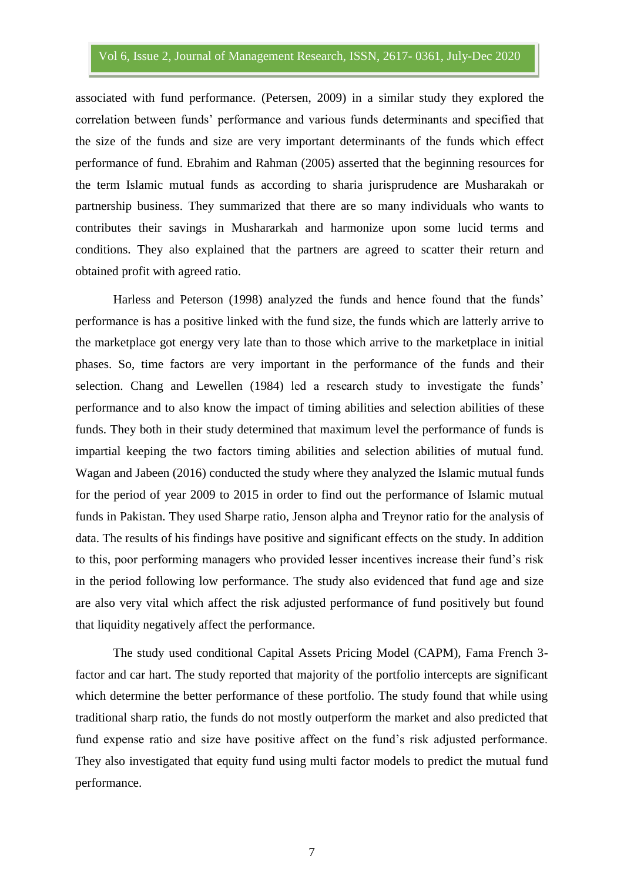associated with fund performance. (Petersen, 2009) in a similar study they explored the correlation between funds' performance and various funds determinants and specified that the size of the funds and size are very important determinants of the funds which effect performance of fund. Ebrahim and Rahman (2005) asserted that the beginning resources for the term Islamic mutual funds as according to sharia jurisprudence are Musharakah or partnership business. They summarized that there are so many individuals who wants to contributes their savings in Mushararkah and harmonize upon some lucid terms and conditions. They also explained that the partners are agreed to scatter their return and obtained profit with agreed ratio.

Harless and Peterson (1998) analyzed the funds and hence found that the funds' performance is has a positive linked with the fund size, the funds which are latterly arrive to the marketplace got energy very late than to those which arrive to the marketplace in initial phases. So, time factors are very important in the performance of the funds and their selection. Chang and Lewellen (1984) led a research study to investigate the funds' performance and to also know the impact of timing abilities and selection abilities of these funds. They both in their study determined that maximum level the performance of funds is impartial keeping the two factors timing abilities and selection abilities of mutual fund. Wagan and Jabeen (2016) conducted the study where they analyzed the Islamic mutual funds for the period of year 2009 to 2015 in order to find out the performance of Islamic mutual funds in Pakistan. They used Sharpe ratio, Jenson alpha and Treynor ratio for the analysis of data. The results of his findings have positive and significant effects on the study. In addition to this, poor performing managers who provided lesser incentives increase their fund's risk in the period following low performance. The study also evidenced that fund age and size are also very vital which affect the risk adjusted performance of fund positively but found that liquidity negatively affect the performance.

The study used conditional Capital Assets Pricing Model (CAPM), Fama French 3-factor and car hart. The study reported that majority of the portfolio intercepts are significant which determine the better performance of these portfolio. The study found that while using traditional sharp ratio, the funds do not mostly outperform the market and also predicted that fund expense ratio and size have positive affect on the fund's risk adjusted performance. They also investigated that equity fund using multi factor models to predict the mutual fund performance.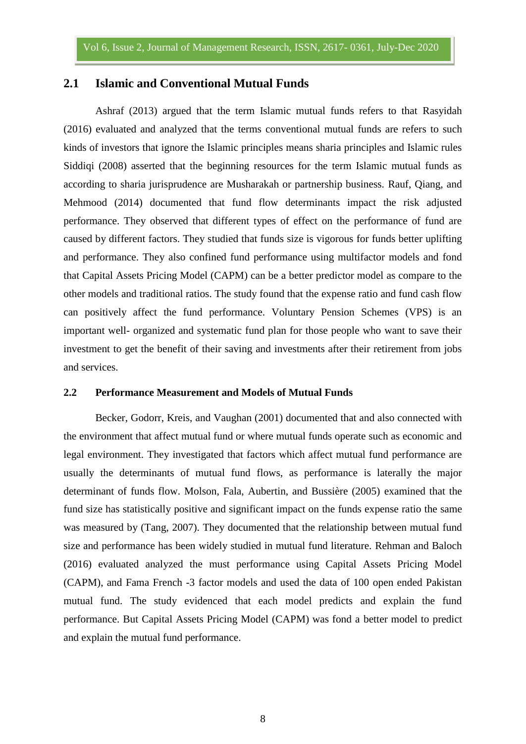## 2.1 Islamic and Conventional Mutual Funds

Ashraf (2013) argued that the term Islamic mutual funds refers to that Rasyidah (2016) evaluated and analyzed that the terms conventional mutual funds are refers to such kinds of investors that ignore the Islamic principles means sharia principles and Islamic rules Siddiqi (2008) asserted that the beginning resources for the term Islamic mutual funds as according to sharia jurisprudence are Musharakah or partnership business. Rauf, Qiang, and Mehmood (2014) documented that fund flow determinants impact the risk adjusted performance. They observed that different types of effect on the performance of fund are caused by different factors. They studied that funds size is vigorous for funds better uplifting and performance. They also confined fund performance using multifactor models and fond that Capital Assets Pricing Model (CAPM) can be a better predictor model as compare to the other models and traditional ratios. The study found that the expense ratio and fund cash flow can positively affect the fund performance. Voluntary Pension Schemes (VPS) is an important well- organized and systematic fund plan for those people who want to save their investment to get the benefit of their saving and investments after their retirement from jobs and services.

### 2.2 Performance Measurement and Models of Mutual Funds

Becker, Godorr, Kreis, and Vaughan (2001) documented that and also connected with the environment that affect mutual fund or where mutual funds operate such as economic and legal environment. They investigated that factors which affect mutual fund performance are usually the determinants of mutual fund flows, as performance is laterally the major determinant of funds flow. Molson, Fala, Aubertin, and Bussière (2005) examined that the fund size has statistically positive and significant impact on the funds expense ratio the same was measured by (Tang, 2007). They documented that the relationship between mutual fund size and performance has been widely studied in mutual fund literature. Rehman and Baloch (2016) evaluated analyzed the must performance using Capital Assets Pricing Model (CAPM), and Fama French -3 factor models and used the data of 100 open ended Pakistan mutual fund. The study evidenced that each model predicts and explain the fund performance. But Capital Assets Pricing Model (CAPM) was fond a better model to predict and explain the mutual fund performance.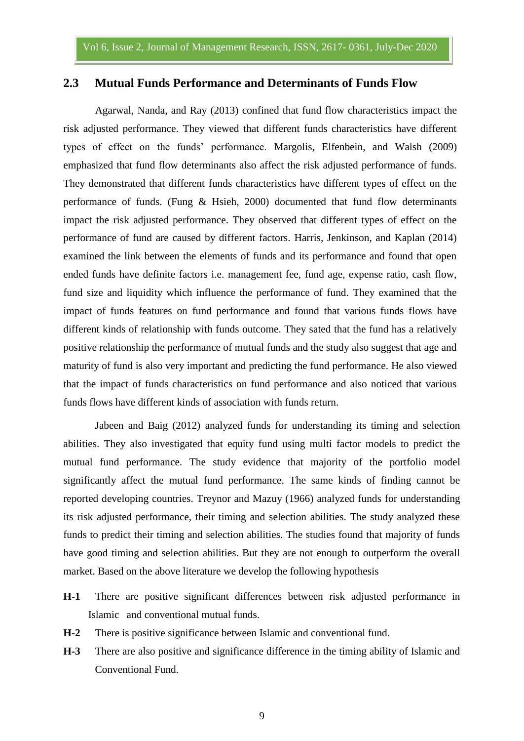## 2.3 Mutual Funds Performance and Determinants of Funds Flow

Agarwal, Nanda, and Ray (2013) confined that fund flow characteristics impact the risk adjusted performance. They viewed that different funds characteristics have different types of effect on the funds' performance. Margolis, Elfenbein, and Walsh (2009) emphasized that fund flow determinants also affect the risk adjusted performance of funds. They demonstrated that different funds characteristics have different types of effect on the performance of funds. (Fung & Hsieh, 2000) documented that fund flow determinants impact the risk adjusted performance. They observed that different types of effect on the performance of fund are caused by different factors. Harris, Jenkinson, and Kaplan (2014) examined the link between the elements of funds and its performance and found that open ended funds have definite factors i.e. management fee, fund age, expense ratio, cash flow, fund size and liquidity which influence the performance of fund. They examined that the impact of funds features on fund performance and found that various funds flows have different kinds of relationship with funds outcome. They sated that the fund has a relatively positive relationship the performance of mutual funds and the study also suggest that age and maturity of fund is also very important and predicting the fund performance. He also viewed that the impact of funds characteristics on fund performance and also noticed that various funds flows have different kinds of association with funds return.

Jabeen and Baig (2012) analyzed funds for understanding its timing and selection abilities. They also investigated that equity fund using multi factor models to predict the mutual fund performance. The study evidence that majority of the portfolio model significantly affect the mutual fund performance. The same kinds of finding cannot be reported developing countries. Treynor and Mazuy (1966) analyzed funds for understanding its risk adjusted performance, their timing and selection abilities. The study analyzed these funds to predict their timing and selection abilities. The studies found that majority of funds have good timing and selection abilities. But they are not enough to outperform the overall market. Based on the above literature we develop the following hypothesis

**H-1** There are positive significant differences between risk adjusted performance in Islamic and conventional mutual funds.

**H-2** There is positive significance between Islamic and conventional fund.

**H-3** There are also positive and significance difference in the timing ability of Islamic and Conventional Fund.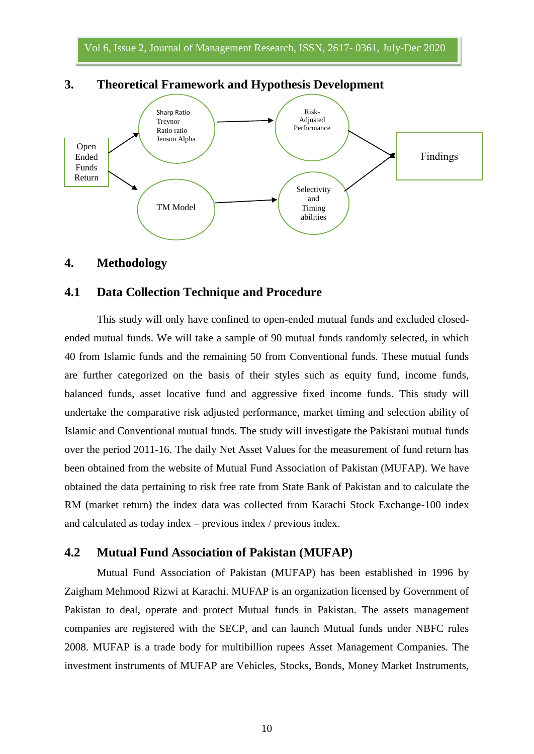## 3. Theoretical Framework and Hypothesis Development

Open Ended Funds Return

Sharp Ratio
Treynor Ratio ratio
Jenson Alpha

Risk-Adjusted Performance

TM Model

Selectivity and Timing abilities

Findings

## 4. Methodology

### 4.1 Data Collection Technique and Procedure

This study will only have confined to open-ended mutual funds and excluded closed-ended mutual funds. We will take a sample of 90 mutual funds randomly selected, in which 40 from Islamic funds and the remaining 50 from Conventional funds. These mutual funds are further categorized on the basis of their styles such as equity fund, income funds, balanced funds, asset locative fund and aggressive fixed income funds. This study will undertake the comparative risk adjusted performance, market timing and selection ability of Islamic and Conventional mutual funds. The study will investigate the Pakistani mutual funds over the period 2011-16. The daily Net Asset Values for the measurement of fund return has been obtained from the website of Mutual Fund Association of Pakistan (MUFAP). We have obtained the data pertaining to risk free rate from State Bank of Pakistan and to calculate the RM (market return) the index data was collected from Karachi Stock Exchange-100 index and calculated as today index – previous index / previous index.

### 4.2 Mutual Fund Association of Pakistan (MUFAP)

Mutual Fund Association of Pakistan (MUFAP) has been established in 1996 by Zaigham Mehmood Rizwi at Karachi. MUFAP is an organization licensed by Government of Pakistan to deal, operate and protect Mutual funds in Pakistan. The assets management companies are registered with the SECP, and can launch Mutual funds under NBFC rules 2008. MUFAP is a trade body for multibillion rupees Asset Management Companies. The investment instruments of MUFAP are Vehicles, Stocks, Bonds, Money Market Instruments,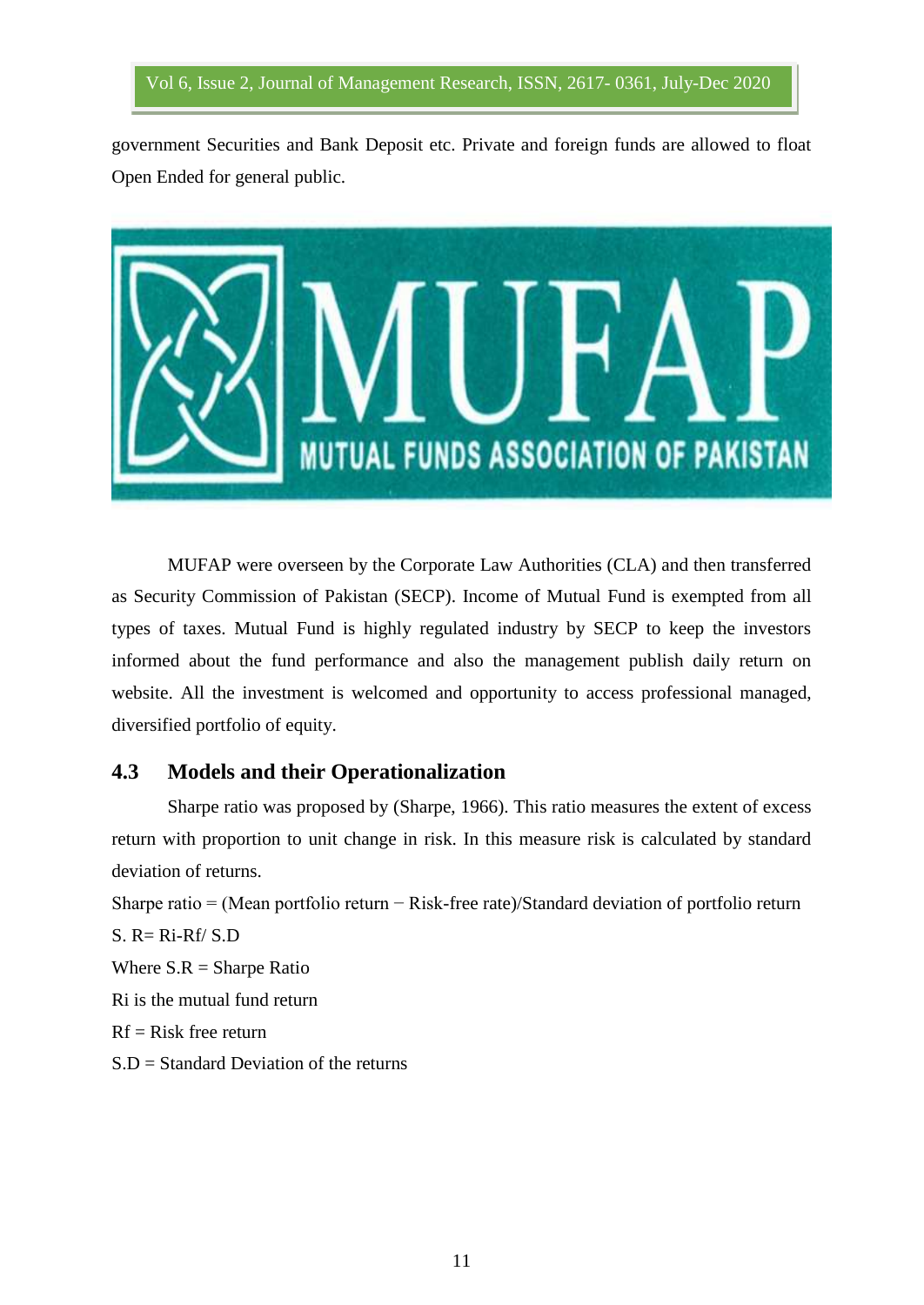government Securities and Bank Deposit etc. Private and foreign funds are allowed to float Open Ended for general public.

MUFAP were overseen by the Corporate Law Authorities (CLA) and then transferred as Security Commission of Pakistan (SECP). Income of Mutual Fund is exempted from all types of taxes. Mutual Fund is highly regulated industry by SECP to keep the investors informed about the fund performance and also the management publish daily return on website. All the investment is welcomed and opportunity to access professional managed, diversified portfolio of equity.

## 4.3 Models and their Operationalization

Sharpe ratio was proposed by (Sharpe, 1966). This ratio measures the extent of excess return with proportion to unit change in risk. In this measure risk is calculated by standard deviation of returns.

Sharpe ratio = (Mean portfolio return − Risk-free rate)/Standard deviation of portfolio return

S. R= Ri-Rf/ S.D

Where S.R = Sharpe Ratio

Ri is the mutual fund return

Rf = Risk free return

S.D = Standard Deviation of the returns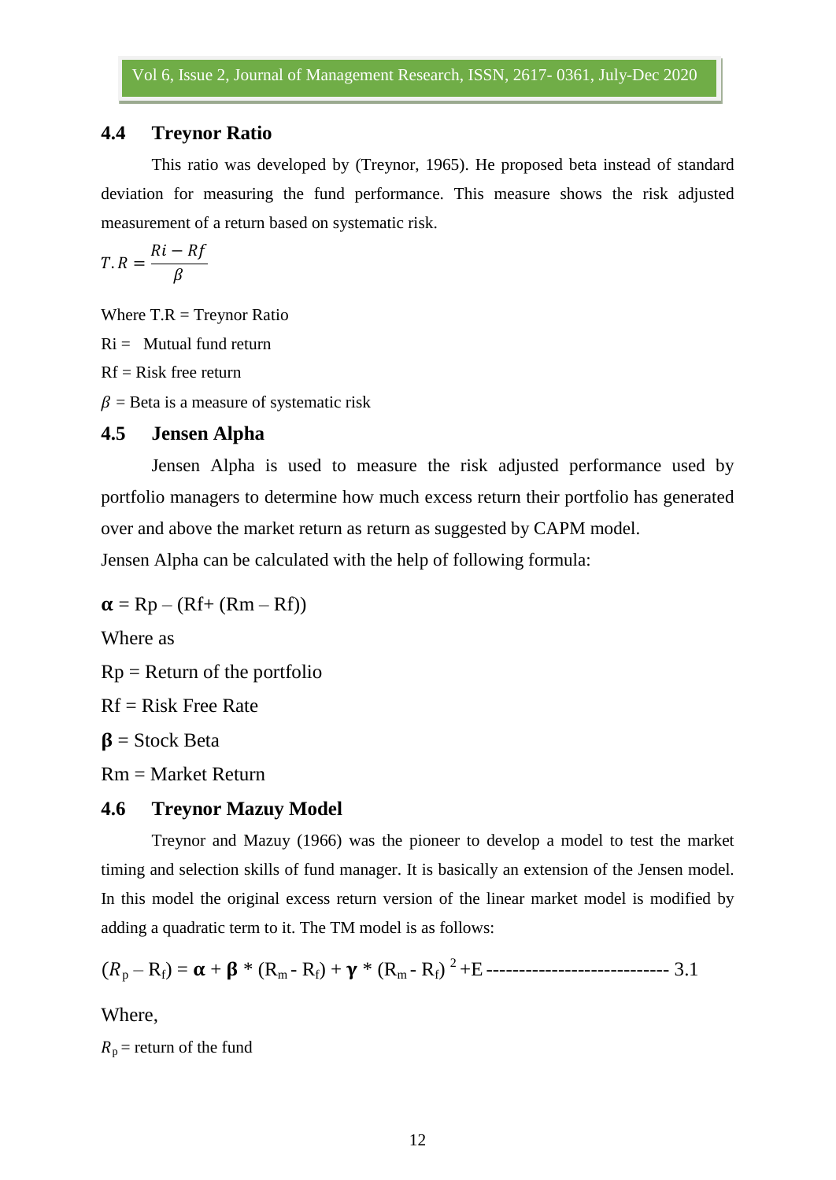## 4.4 Treynor Ratio

This ratio was developed by (Treynor, 1965). He proposed beta instead of standard deviation for measuring the fund performance. This measure shows the risk adjusted measurement of a return based on systematic risk.

$$T.R = \frac{Ri - Rf}{\beta}$$

Where T.R = Treynor Ratio

Ri = Mutual fund return

Rf = Risk free return

$\beta$ = Beta is a measure of systematic risk

## 4.5 Jensen Alpha

Jensen Alpha is used to measure the risk adjusted performance used by portfolio managers to determine how much excess return their portfolio has generated over and above the market return as return as suggested by CAPM model.

Jensen Alpha can be calculated with the help of following formula:

$$\boldsymbol{\alpha} = Rp - (Rf + (Rm - Rf))$$

Where as

Rp = Return of the portfolio

Rf = Risk Free Rate

$\boldsymbol{\beta}$ = Stock Beta

Rm = Market Return

## 4.6 Treynor Mazuy Model

Treynor and Mazuy (1966) was the pioneer to develop a model to test the market timing and selection skills of fund manager. It is basically an extension of the Jensen model. In this model the original excess return version of the linear market model is modified by adding a quadratic term to it. The TM model is as follows:

$$(R_p - R_f) = \boldsymbol{\alpha} + \boldsymbol{\beta} * (R_m - R_f) + \boldsymbol{\gamma} * (R_m - R_f)^2 + E \text{ --------------------------- } 3.1$$

Where,

$R_p$ = return of the fund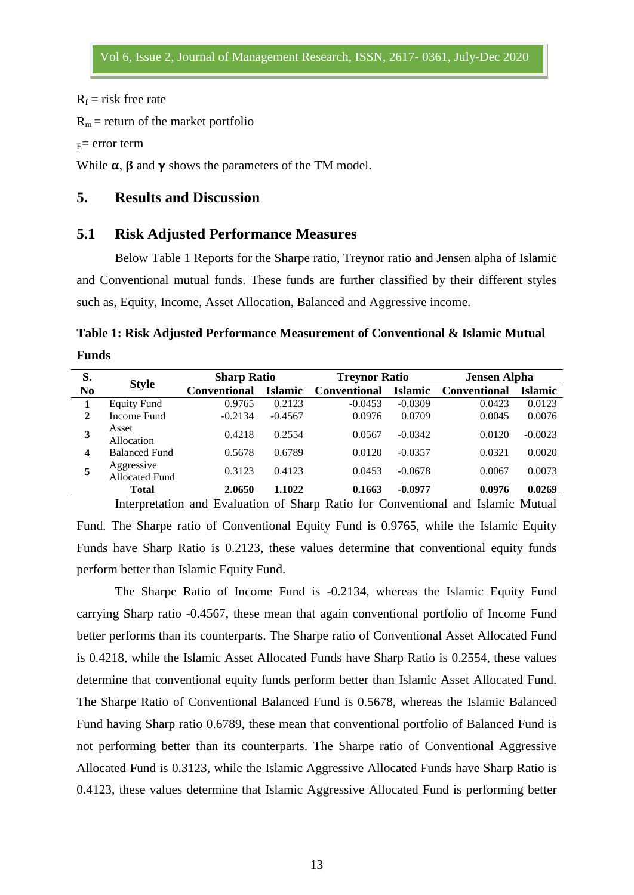$R_f$ = risk free rate

$R_m$ = return of the market portfolio

$_E$= error term

While **α**, **β** and **γ** shows the parameters of the TM model.

## 5. Results and Discussion

### 5.1 Risk Adjusted Performance Measures

Below Table 1 Reports for the Sharpe ratio, Treynor ratio and Jensen alpha of Islamic and Conventional mutual funds. These funds are further classified by their different styles such as, Equity, Income, Asset Allocation, Balanced and Aggressive income.

**Table 1: Risk Adjusted Performance Measurement of Conventional & Islamic Mutual Funds**

| S. No | Style | Sharp Ratio | | Treynor Ratio | | Jensen Alpha | |
|---|---|---|---|---|---|---|---|
| | | Conventional | Islamic | Conventional | Islamic | Conventional | Islamic |
| 1 | Equity Fund | 0.9765 | 0.2123 | -0.0453 | -0.0309 | 0.0423 | 0.0123 |
| 2 | Income Fund | -0.2134 | -0.4567 | 0.0976 | 0.0709 | 0.0045 | 0.0076 |
| 3 | Asset Allocation | 0.4218 | 0.2554 | 0.0567 | -0.0342 | 0.0120 | -0.0023 |
| 4 | Balanced Fund | 0.5678 | 0.6789 | 0.0120 | -0.0357 | 0.0321 | 0.0020 |
| 5 | Aggressive Allocated Fund | 0.3123 | 0.4123 | 0.0453 | -0.0678 | 0.0067 | 0.0073 |
| | **Total** | **2.0650** | **1.1022** | **0.1663** | **-0.0977** | **0.0976** | **0.0269** |

Interpretation and Evaluation of Sharp Ratio for Conventional and Islamic Mutual Fund. The Sharpe ratio of Conventional Equity Fund is 0.9765, while the Islamic Equity Funds have Sharp Ratio is 0.2123, these values determine that conventional equity funds perform better than Islamic Equity Fund.

The Sharpe Ratio of Income Fund is -0.2134, whereas the Islamic Equity Fund carrying Sharp ratio -0.4567, these mean that again conventional portfolio of Income Fund better performs than its counterparts. The Sharpe ratio of Conventional Asset Allocated Fund is 0.4218, while the Islamic Asset Allocated Funds have Sharp Ratio is 0.2554, these values determine that conventional equity funds perform better than Islamic Asset Allocated Fund. The Sharpe Ratio of Conventional Balanced Fund is 0.5678, whereas the Islamic Balanced Fund having Sharp ratio 0.6789, these mean that conventional portfolio of Balanced Fund is not performing better than its counterparts. The Sharpe ratio of Conventional Aggressive Allocated Fund is 0.3123, while the Islamic Aggressive Allocated Funds have Sharp Ratio is 0.4123, these values determine that Islamic Aggressive Allocated Fund is performing better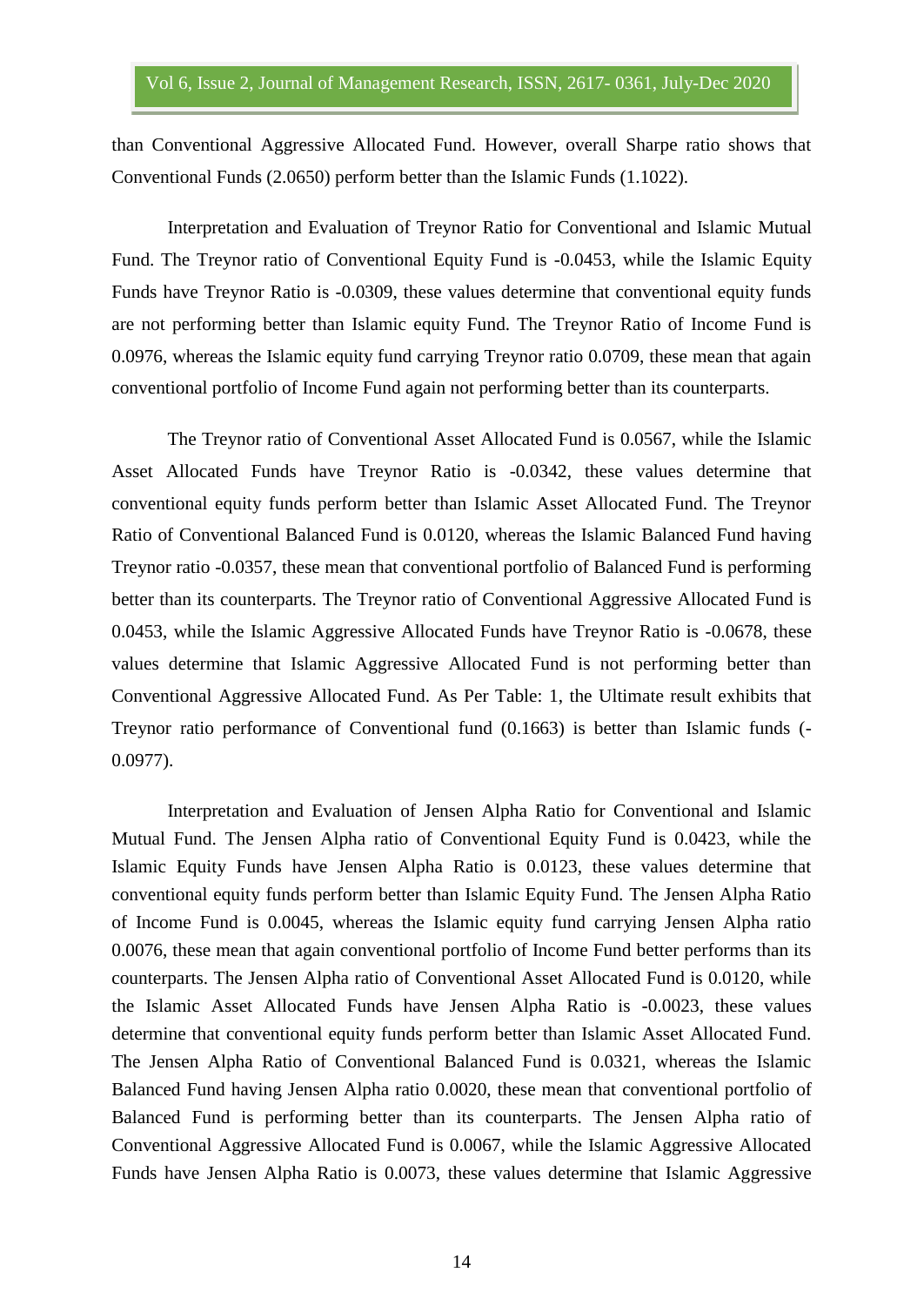than Conventional Aggressive Allocated Fund. However, overall Sharpe ratio shows that Conventional Funds (2.0650) perform better than the Islamic Funds (1.1022).

Interpretation and Evaluation of Treynor Ratio for Conventional and Islamic Mutual Fund. The Treynor ratio of Conventional Equity Fund is -0.0453, while the Islamic Equity Funds have Treynor Ratio is -0.0309, these values determine that conventional equity funds are not performing better than Islamic equity Fund. The Treynor Ratio of Income Fund is 0.0976, whereas the Islamic equity fund carrying Treynor ratio 0.0709, these mean that again conventional portfolio of Income Fund again not performing better than its counterparts.

The Treynor ratio of Conventional Asset Allocated Fund is 0.0567, while the Islamic Asset Allocated Funds have Treynor Ratio is -0.0342, these values determine that conventional equity funds perform better than Islamic Asset Allocated Fund. The Treynor Ratio of Conventional Balanced Fund is 0.0120, whereas the Islamic Balanced Fund having Treynor ratio -0.0357, these mean that conventional portfolio of Balanced Fund is performing better than its counterparts. The Treynor ratio of Conventional Aggressive Allocated Fund is 0.0453, while the Islamic Aggressive Allocated Funds have Treynor Ratio is -0.0678, these values determine that Islamic Aggressive Allocated Fund is not performing better than Conventional Aggressive Allocated Fund. As Per Table: 1, the Ultimate result exhibits that Treynor ratio performance of Conventional fund (0.1663) is better than Islamic funds (-0.0977).

Interpretation and Evaluation of Jensen Alpha Ratio for Conventional and Islamic Mutual Fund. The Jensen Alpha ratio of Conventional Equity Fund is 0.0423, while the Islamic Equity Funds have Jensen Alpha Ratio is 0.0123, these values determine that conventional equity funds perform better than Islamic Equity Fund. The Jensen Alpha Ratio of Income Fund is 0.0045, whereas the Islamic equity fund carrying Jensen Alpha ratio 0.0076, these mean that again conventional portfolio of Income Fund better performs than its counterparts. The Jensen Alpha ratio of Conventional Asset Allocated Fund is 0.0120, while the Islamic Asset Allocated Funds have Jensen Alpha Ratio is -0.0023, these values determine that conventional equity funds perform better than Islamic Asset Allocated Fund. The Jensen Alpha Ratio of Conventional Balanced Fund is 0.0321, whereas the Islamic Balanced Fund having Jensen Alpha ratio 0.0020, these mean that conventional portfolio of Balanced Fund is performing better than its counterparts. The Jensen Alpha ratio of Conventional Aggressive Allocated Fund is 0.0067, while the Islamic Aggressive Allocated Funds have Jensen Alpha Ratio is 0.0073, these values determine that Islamic Aggressive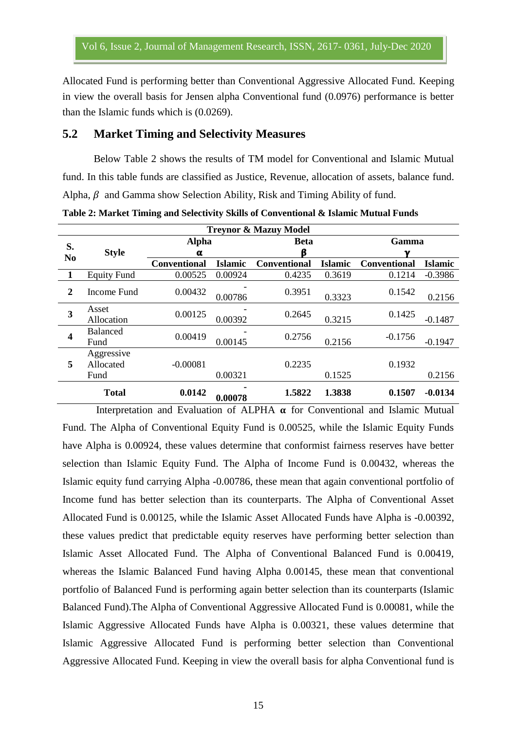Allocated Fund is performing better than Conventional Aggressive Allocated Fund. Keeping in view the overall basis for Jensen alpha Conventional fund (0.0976) performance is better than the Islamic funds which is (0.0269).

## 5.2 Market Timing and Selectivity Measures

Below Table 2 shows the results of TM model for Conventional and Islamic Mutual fund. In this table funds are classified as Justice, Revenue, allocation of assets, balance fund. Alpha, $\beta$ and Gamma show Selection Ability, Risk and Timing Ability of fund.

**Table 2: Market Timing and Selectivity Skills of Conventional & Islamic Mutual Funds**

| Treynor & Mazuy Model | | | | | | | |
|---|---|---|---|---|---|---|---|
| S. No | Style | Alpha $\alpha$ | | Beta $\beta$ | | Gamma $\gamma$ | |
| | | Conventional | Islamic | Conventional | Islamic | Conventional | Islamic |
| 1 | Equity Fund | 0.00525 | 0.00924 | 0.4235 | 0.3619 | 0.1214 | -0.3986 |
| 2 | Income Fund | 0.00432 | -0.00786 | 0.3951 | 0.3323 | 0.1542 | 0.2156 |
| 3 | Asset Allocation | 0.00125 | -0.00392 | 0.2645 | 0.3215 | 0.1425 | -0.1487 |
| 4 | Balanced Fund | 0.00419 | -0.00145 | 0.2756 | 0.2156 | -0.1756 | -0.1947 |
| 5 | Aggressive Allocated Fund | -0.00081 | 0.00321 | 0.2235 | 0.1525 | 0.1932 | 0.2156 |
| | **Total** | **0.0142** | **-0.00078** | **1.5822** | **1.3838** | **0.1507** | **-0.0134** |

Interpretation and Evaluation of ALPHA **α** for Conventional and Islamic Mutual Fund. The Alpha of Conventional Equity Fund is 0.00525, while the Islamic Equity Funds have Alpha is 0.00924, these values determine that conformist fairness reserves have better selection than Islamic Equity Fund. The Alpha of Income Fund is 0.00432, whereas the Islamic equity fund carrying Alpha -0.00786, these mean that again conventional portfolio of Income fund has better selection than its counterparts. The Alpha of Conventional Asset Allocated Fund is 0.00125, while the Islamic Asset Allocated Funds have Alpha is -0.00392, these values predict that predictable equity reserves have performing better selection than Islamic Asset Allocated Fund. The Alpha of Conventional Balanced Fund is 0.00419, whereas the Islamic Balanced Fund having Alpha 0.00145, these mean that conventional portfolio of Balanced Fund is performing again better selection than its counterparts (Islamic Balanced Fund).The Alpha of Conventional Aggressive Allocated Fund is 0.00081, while the Islamic Aggressive Allocated Funds have Alpha is 0.00321, these values determine that Islamic Aggressive Allocated Fund is performing better selection than Conventional Aggressive Allocated Fund. Keeping in view the overall basis for alpha Conventional fund is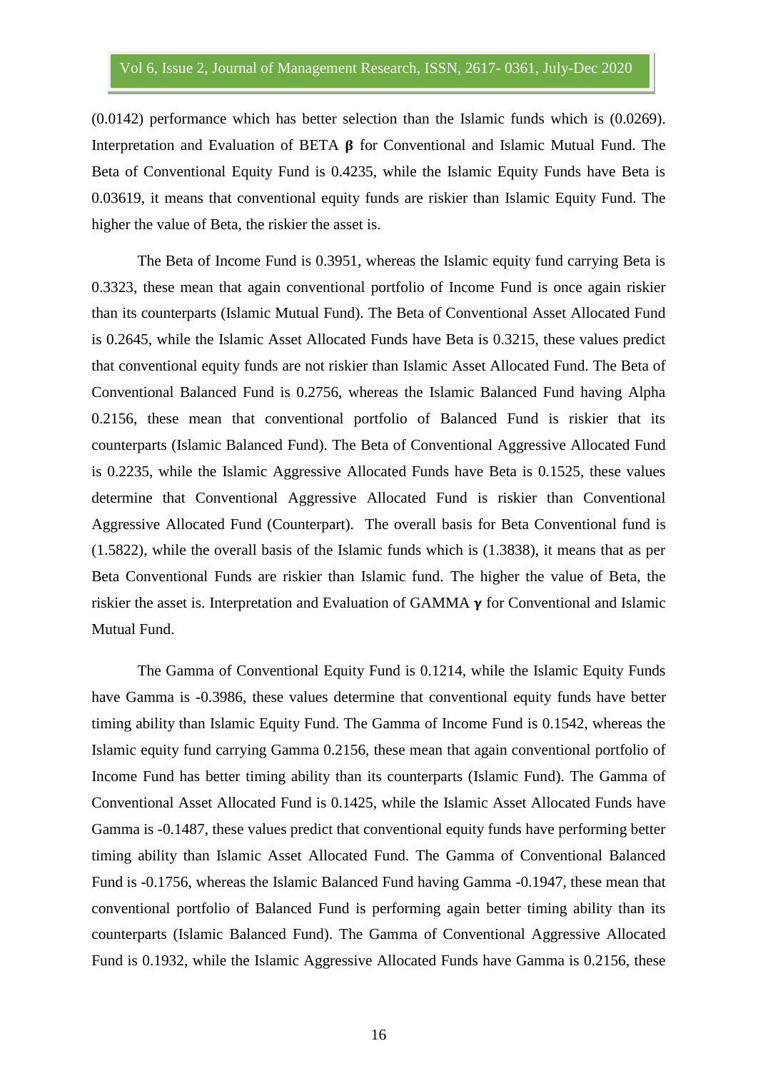(0.0142) performance which has better selection than the Islamic funds which is (0.0269). Interpretation and Evaluation of BETA **β** for Conventional and Islamic Mutual Fund. The Beta of Conventional Equity Fund is 0.4235, while the Islamic Equity Funds have Beta is 0.03619, it means that conventional equity funds are riskier than Islamic Equity Fund. The higher the value of Beta, the riskier the asset is.

The Beta of Income Fund is 0.3951, whereas the Islamic equity fund carrying Beta is 0.3323, these mean that again conventional portfolio of Income Fund is once again riskier than its counterparts (Islamic Mutual Fund). The Beta of Conventional Asset Allocated Fund is 0.2645, while the Islamic Asset Allocated Funds have Beta is 0.3215, these values predict that conventional equity funds are not riskier than Islamic Asset Allocated Fund. The Beta of Conventional Balanced Fund is 0.2756, whereas the Islamic Balanced Fund having Alpha 0.2156, these mean that conventional portfolio of Balanced Fund is riskier that its counterparts (Islamic Balanced Fund). The Beta of Conventional Aggressive Allocated Fund is 0.2235, while the Islamic Aggressive Allocated Funds have Beta is 0.1525, these values determine that Conventional Aggressive Allocated Fund is riskier than Conventional Aggressive Allocated Fund (Counterpart). The overall basis for Beta Conventional fund is (1.5822), while the overall basis of the Islamic funds which is (1.3838), it means that as per Beta Conventional Funds are riskier than Islamic fund. The higher the value of Beta, the riskier the asset is. Interpretation and Evaluation of GAMMA **γ** for Conventional and Islamic Mutual Fund.

The Gamma of Conventional Equity Fund is 0.1214, while the Islamic Equity Funds have Gamma is -0.3986, these values determine that conventional equity funds have better timing ability than Islamic Equity Fund. The Gamma of Income Fund is 0.1542, whereas the Islamic equity fund carrying Gamma 0.2156, these mean that again conventional portfolio of Income Fund has better timing ability than its counterparts (Islamic Fund). The Gamma of Conventional Asset Allocated Fund is 0.1425, while the Islamic Asset Allocated Funds have Gamma is -0.1487, these values predict that conventional equity funds have performing better timing ability than Islamic Asset Allocated Fund. The Gamma of Conventional Balanced Fund is -0.1756, whereas the Islamic Balanced Fund having Gamma -0.1947, these mean that conventional portfolio of Balanced Fund is performing again better timing ability than its counterparts (Islamic Balanced Fund). The Gamma of Conventional Aggressive Allocated Fund is 0.1932, while the Islamic Aggressive Allocated Funds have Gamma is 0.2156, these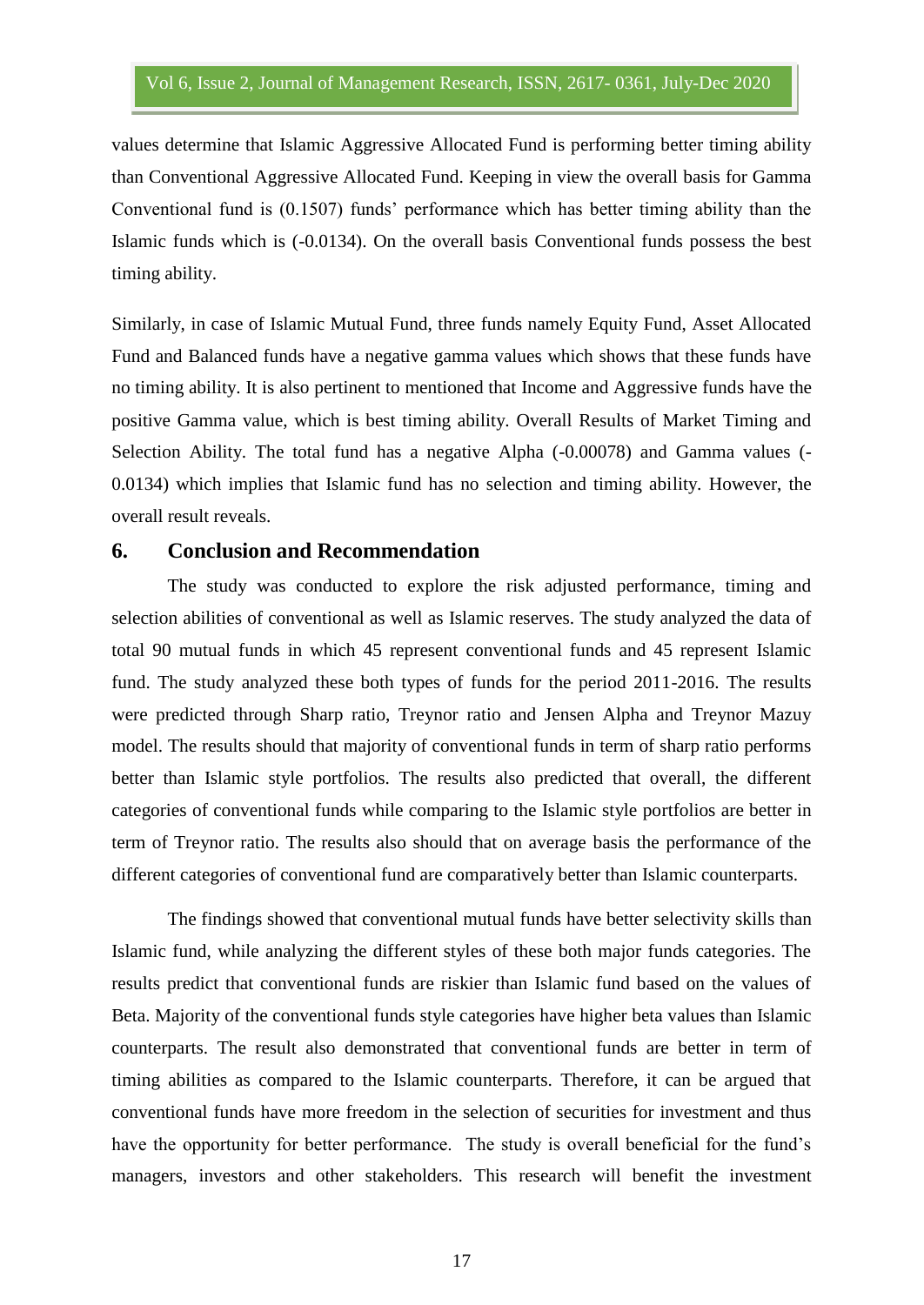values determine that Islamic Aggressive Allocated Fund is performing better timing ability than Conventional Aggressive Allocated Fund. Keeping in view the overall basis for Gamma Conventional fund is (0.1507) funds' performance which has better timing ability than the Islamic funds which is (-0.0134). On the overall basis Conventional funds possess the best timing ability.

Similarly, in case of Islamic Mutual Fund, three funds namely Equity Fund, Asset Allocated Fund and Balanced funds have a negative gamma values which shows that these funds have no timing ability. It is also pertinent to mentioned that Income and Aggressive funds have the positive Gamma value, which is best timing ability. Overall Results of Market Timing and Selection Ability. The total fund has a negative Alpha (-0.00078) and Gamma values (-0.0134) which implies that Islamic fund has no selection and timing ability. However, the overall result reveals.

## 6. Conclusion and Recommendation

The study was conducted to explore the risk adjusted performance, timing and selection abilities of conventional as well as Islamic reserves. The study analyzed the data of total 90 mutual funds in which 45 represent conventional funds and 45 represent Islamic fund. The study analyzed these both types of funds for the period 2011-2016. The results were predicted through Sharp ratio, Treynor ratio and Jensen Alpha and Treynor Mazuy model. The results should that majority of conventional funds in term of sharp ratio performs better than Islamic style portfolios. The results also predicted that overall, the different categories of conventional funds while comparing to the Islamic style portfolios are better in term of Treynor ratio. The results also should that on average basis the performance of the different categories of conventional fund are comparatively better than Islamic counterparts.

The findings showed that conventional mutual funds have better selectivity skills than Islamic fund, while analyzing the different styles of these both major funds categories. The results predict that conventional funds are riskier than Islamic fund based on the values of Beta. Majority of the conventional funds style categories have higher beta values than Islamic counterparts. The result also demonstrated that conventional funds are better in term of timing abilities as compared to the Islamic counterparts. Therefore, it can be argued that conventional funds have more freedom in the selection of securities for investment and thus have the opportunity for better performance. The study is overall beneficial for the fund's managers, investors and other stakeholders. This research will benefit the investment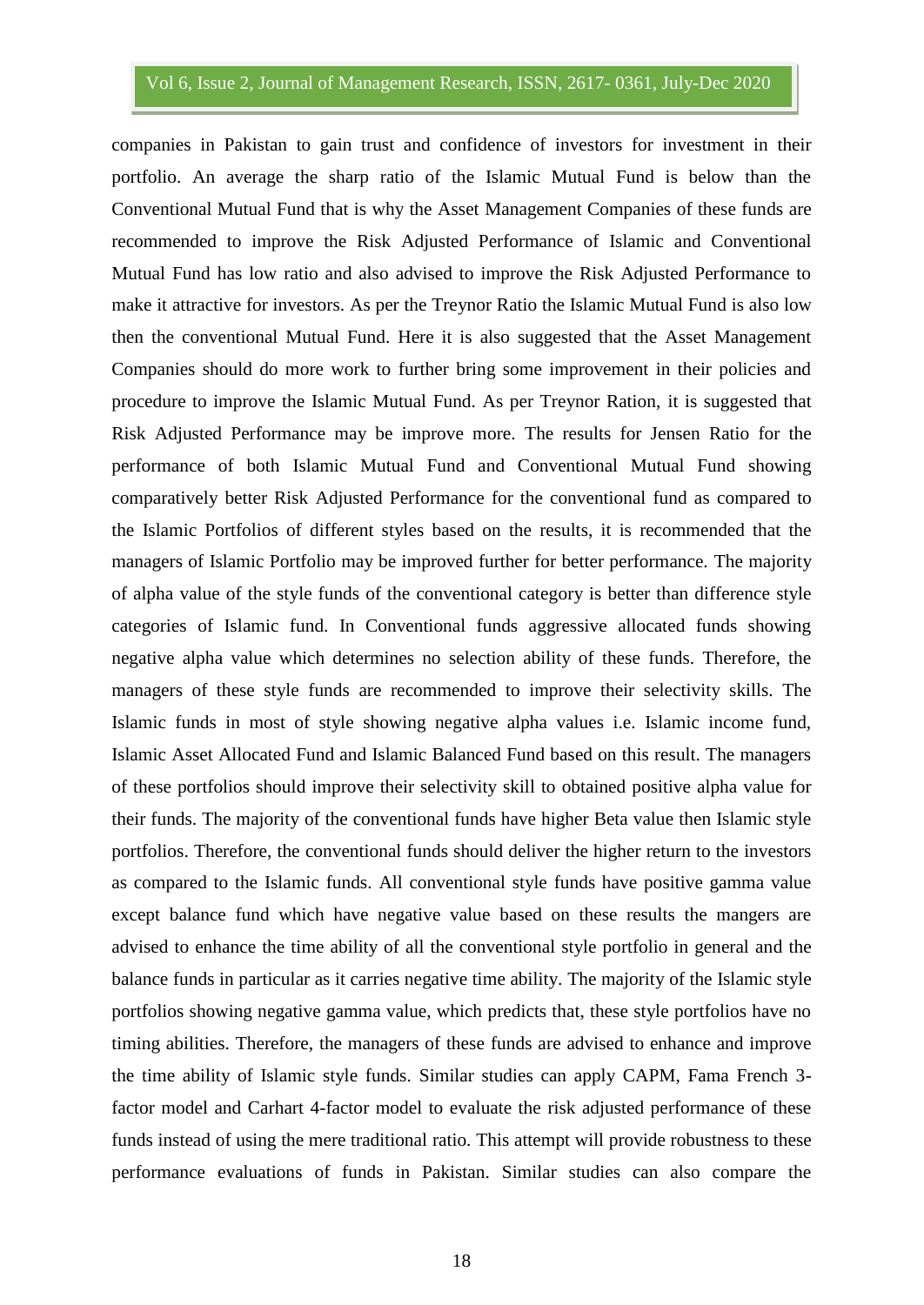companies in Pakistan to gain trust and confidence of investors for investment in their portfolio. An average the sharp ratio of the Islamic Mutual Fund is below than the Conventional Mutual Fund that is why the Asset Management Companies of these funds are recommended to improve the Risk Adjusted Performance of Islamic and Conventional Mutual Fund has low ratio and also advised to improve the Risk Adjusted Performance to make it attractive for investors. As per the Treynor Ratio the Islamic Mutual Fund is also low then the conventional Mutual Fund. Here it is also suggested that the Asset Management Companies should do more work to further bring some improvement in their policies and procedure to improve the Islamic Mutual Fund. As per Treynor Ration, it is suggested that Risk Adjusted Performance may be improve more. The results for Jensen Ratio for the performance of both Islamic Mutual Fund and Conventional Mutual Fund showing comparatively better Risk Adjusted Performance for the conventional fund as compared to the Islamic Portfolios of different styles based on the results, it is recommended that the managers of Islamic Portfolio may be improved further for better performance. The majority of alpha value of the style funds of the conventional category is better than difference style categories of Islamic fund. In Conventional funds aggressive allocated funds showing negative alpha value which determines no selection ability of these funds. Therefore, the managers of these style funds are recommended to improve their selectivity skills. The Islamic funds in most of style showing negative alpha values i.e. Islamic income fund, Islamic Asset Allocated Fund and Islamic Balanced Fund based on this result. The managers of these portfolios should improve their selectivity skill to obtained positive alpha value for their funds. The majority of the conventional funds have higher Beta value then Islamic style portfolios. Therefore, the conventional funds should deliver the higher return to the investors as compared to the Islamic funds. All conventional style funds have positive gamma value except balance fund which have negative value based on these results the mangers are advised to enhance the time ability of all the conventional style portfolio in general and the balance funds in particular as it carries negative time ability. The majority of the Islamic style portfolios showing negative gamma value, which predicts that, these style portfolios have no timing abilities. Therefore, the managers of these funds are advised to enhance and improve the time ability of Islamic style funds. Similar studies can apply CAPM, Fama French 3-factor model and Carhart 4-factor model to evaluate the risk adjusted performance of these funds instead of using the mere traditional ratio. This attempt will provide robustness to these performance evaluations of funds in Pakistan. Similar studies can also compare the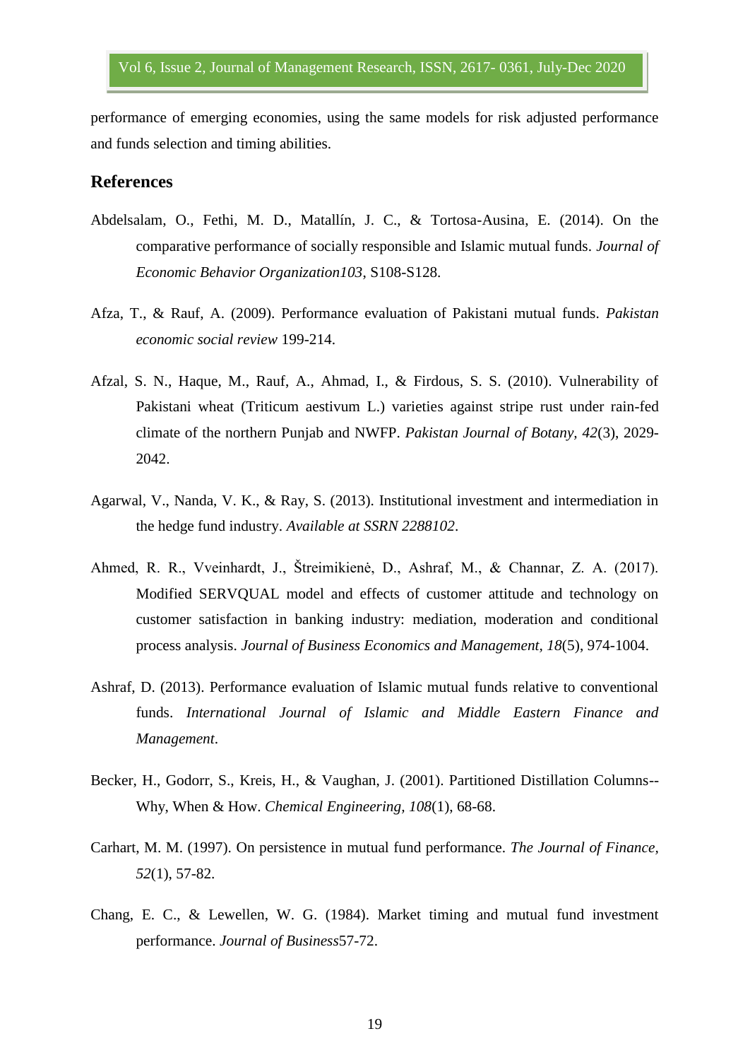performance of emerging economies, using the same models for risk adjusted performance and funds selection and timing abilities.

## References

Abdelsalam, O., Fethi, M. D., Matallín, J. C., & Tortosa-Ausina, E. (2014). On the comparative performance of socially responsible and Islamic mutual funds. *Journal of Economic Behavior Organization103*, S108-S128.

Afza, T., & Rauf, A. (2009). Performance evaluation of Pakistani mutual funds. *Pakistan economic social review* 199-214.

Afzal, S. N., Haque, M., Rauf, A., Ahmad, I., & Firdous, S. S. (2010). Vulnerability of Pakistani wheat (Triticum aestivum L.) varieties against stripe rust under rain-fed climate of the northern Punjab and NWFP. *Pakistan Journal of Botany, 42*(3), 2029-2042.

Agarwal, V., Nanda, V. K., & Ray, S. (2013). Institutional investment and intermediation in the hedge fund industry. *Available at SSRN 2288102*.

Ahmed, R. R., Vveinhardt, J., Štreimikienė, D., Ashraf, M., & Channar, Z. A. (2017). Modified SERVQUAL model and effects of customer attitude and technology on customer satisfaction in banking industry: mediation, moderation and conditional process analysis. *Journal of Business Economics and Management, 18*(5), 974-1004.

Ashraf, D. (2013). Performance evaluation of Islamic mutual funds relative to conventional funds. *International Journal of Islamic and Middle Eastern Finance and Management*.

Becker, H., Godorr, S., Kreis, H., & Vaughan, J. (2001). Partitioned Distillation Columns--Why, When & How. *Chemical Engineering, 108*(1), 68-68.

Carhart, M. M. (1997). On persistence in mutual fund performance. *The Journal of Finance, 52*(1), 57-82.

Chang, E. C., & Lewellen, W. G. (1984). Market timing and mutual fund investment performance. *Journal of Business*57-72.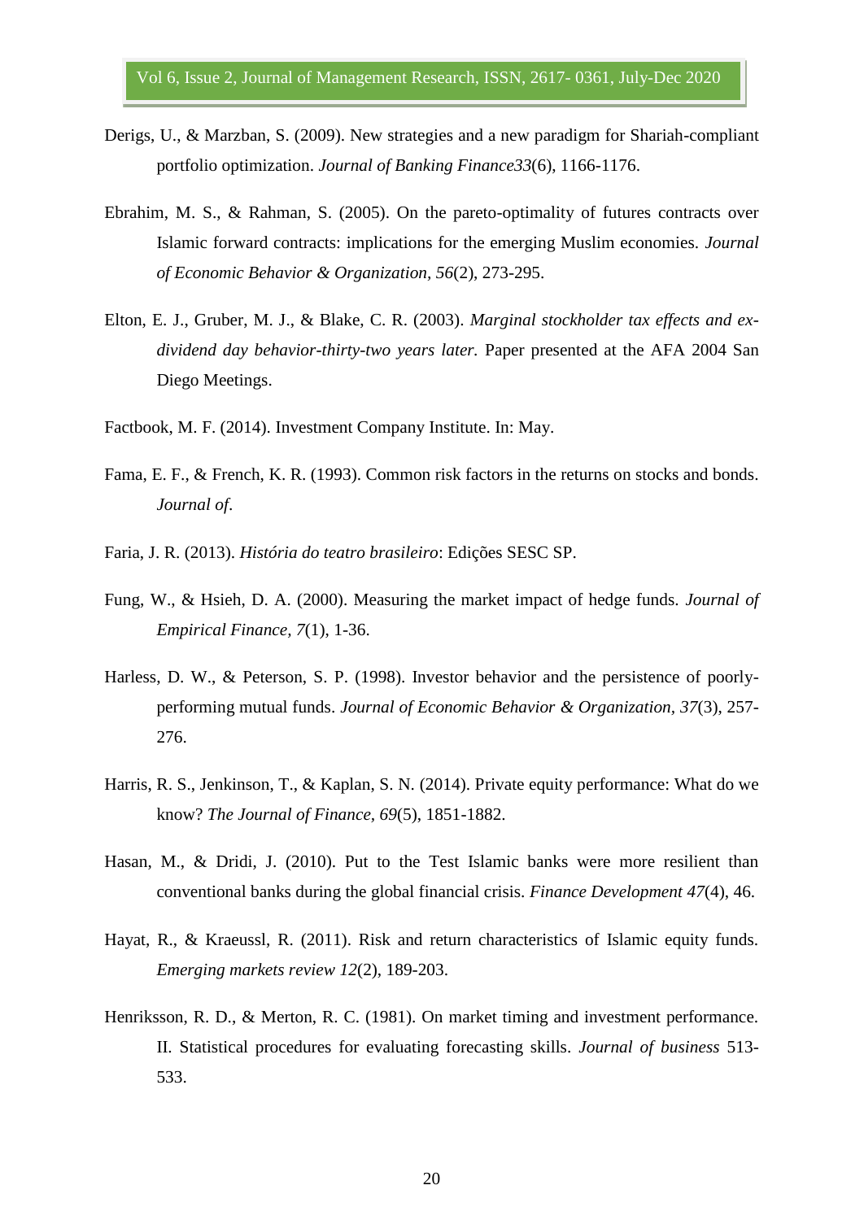Derigs, U., & Marzban, S. (2009). New strategies and a new paradigm for Shariah-compliant portfolio optimization. *Journal of Banking Finance33*(6), 1166-1176.

Ebrahim, M. S., & Rahman, S. (2005). On the pareto-optimality of futures contracts over Islamic forward contracts: implications for the emerging Muslim economies. *Journal of Economic Behavior & Organization, 56*(2), 273-295.

Elton, E. J., Gruber, M. J., & Blake, C. R. (2003). *Marginal stockholder tax effects and ex-dividend day behavior-thirty-two years later.* Paper presented at the AFA 2004 San Diego Meetings.

Factbook, M. F. (2014). Investment Company Institute. In: May.

Fama, E. F., & French, K. R. (1993). Common risk factors in the returns on stocks and bonds. *Journal of.*

Faria, J. R. (2013). *História do teatro brasileiro*: Edições SESC SP.

Fung, W., & Hsieh, D. A. (2000). Measuring the market impact of hedge funds. *Journal of Empirical Finance, 7*(1), 1-36.

Harless, D. W., & Peterson, S. P. (1998). Investor behavior and the persistence of poorly-performing mutual funds. *Journal of Economic Behavior & Organization, 37*(3), 257-276.

Harris, R. S., Jenkinson, T., & Kaplan, S. N. (2014). Private equity performance: What do we know? *The Journal of Finance, 69*(5), 1851-1882.

Hasan, M., & Dridi, J. (2010). Put to the Test Islamic banks were more resilient than conventional banks during the global financial crisis. *Finance Development 47*(4), 46.

Hayat, R., & Kraeussl, R. (2011). Risk and return characteristics of Islamic equity funds. *Emerging markets review 12*(2), 189-203.

Henriksson, R. D., & Merton, R. C. (1981). On market timing and investment performance. II. Statistical procedures for evaluating forecasting skills. *Journal of business* 513-533.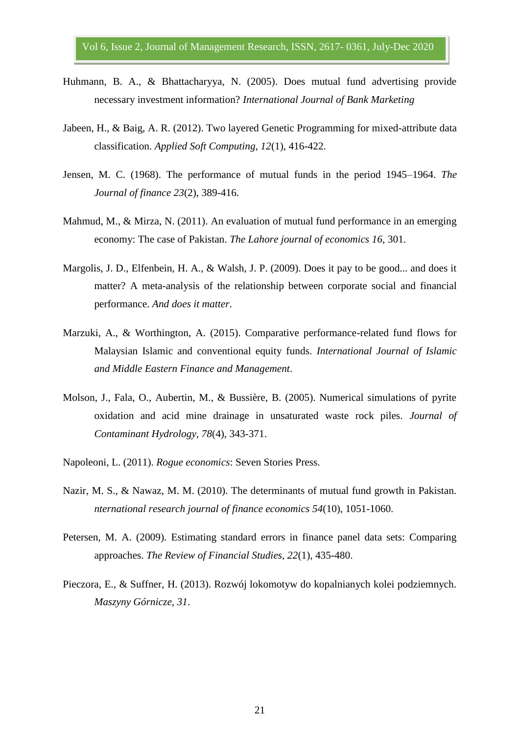Huhmann, B. A., & Bhattacharyya, N. (2005). Does mutual fund advertising provide necessary investment information? *International Journal of Bank Marketing*

Jabeen, H., & Baig, A. R. (2012). Two layered Genetic Programming for mixed-attribute data classification. *Applied Soft Computing, 12*(1), 416-422.

Jensen, M. C. (1968). The performance of mutual funds in the period 1945–1964. *The Journal of finance 23*(2), 389-416.

Mahmud, M., & Mirza, N. (2011). An evaluation of mutual fund performance in an emerging economy: The case of Pakistan. *The Lahore journal of economics 16*, 301.

Margolis, J. D., Elfenbein, H. A., & Walsh, J. P. (2009). Does it pay to be good... and does it matter? A meta-analysis of the relationship between corporate social and financial performance. *And does it matter*.

Marzuki, A., & Worthington, A. (2015). Comparative performance-related fund flows for Malaysian Islamic and conventional equity funds. *International Journal of Islamic and Middle Eastern Finance and Management*.

Molson, J., Fala, O., Aubertin, M., & Bussière, B. (2005). Numerical simulations of pyrite oxidation and acid mine drainage in unsaturated waste rock piles. *Journal of Contaminant Hydrology, 78*(4), 343-371.

Napoleoni, L. (2011). *Rogue economics*: Seven Stories Press.

Nazir, M. S., & Nawaz, M. M. (2010). The determinants of mutual fund growth in Pakistan. *nternational research journal of finance economics 54*(10), 1051-1060.

Petersen, M. A. (2009). Estimating standard errors in finance panel data sets: Comparing approaches. *The Review of Financial Studies, 22*(1), 435-480.

Pieczora, E., & Suffner, H. (2013). Rozwój lokomotyw do kopalnianych kolei podziemnych. *Maszyny Górnicze, 31*.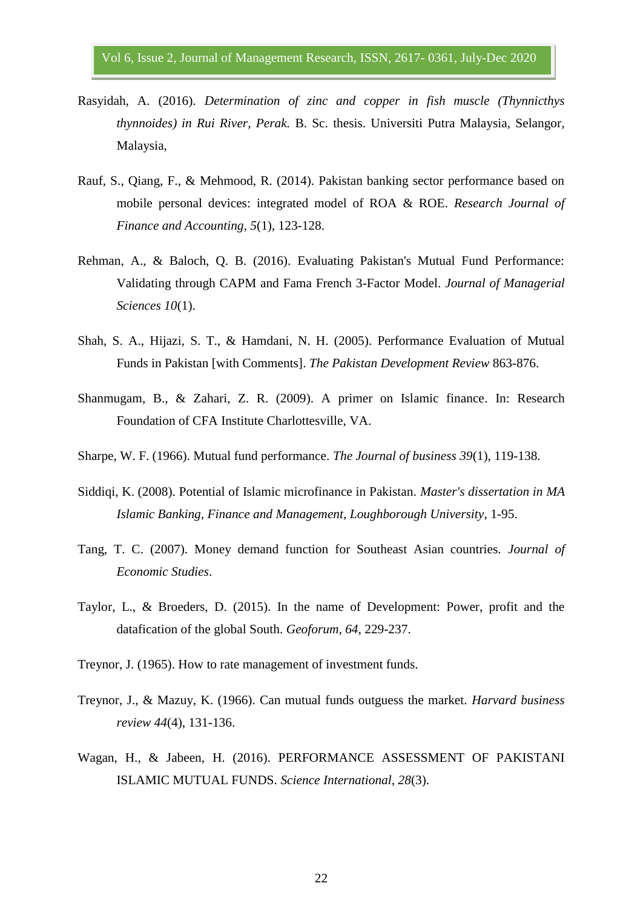Rasyidah, A. (2016). *Determination of zinc and copper in fish muscle (Thynnicthys thynnoides) in Rui River, Perak.* B. Sc. thesis. Universiti Putra Malaysia, Selangor, Malaysia,

Rauf, S., Qiang, F., & Mehmood, R. (2014). Pakistan banking sector performance based on mobile personal devices: integrated model of ROA & ROE. *Research Journal of Finance and Accounting, 5*(1), 123-128.

Rehman, A., & Baloch, Q. B. (2016). Evaluating Pakistan's Mutual Fund Performance: Validating through CAPM and Fama French 3-Factor Model. *Journal of Managerial Sciences 10*(1).

Shah, S. A., Hijazi, S. T., & Hamdani, N. H. (2005). Performance Evaluation of Mutual Funds in Pakistan [with Comments]. *The Pakistan Development Review* 863-876.

Shanmugam, B., & Zahari, Z. R. (2009). A primer on Islamic finance. In: Research Foundation of CFA Institute Charlottesville, VA.

Sharpe, W. F. (1966). Mutual fund performance. *The Journal of business 39*(1), 119-138.

Siddiqi, K. (2008). Potential of Islamic microfinance in Pakistan. *Master's dissertation in MA Islamic Banking, Finance and Management, Loughborough University*, 1-95.

Tang, T. C. (2007). Money demand function for Southeast Asian countries. *Journal of Economic Studies*.

Taylor, L., & Broeders, D. (2015). In the name of Development: Power, profit and the datafication of the global South. *Geoforum, 64*, 229-237.

Treynor, J. (1965). How to rate management of investment funds.

Treynor, J., & Mazuy, K. (1966). Can mutual funds outguess the market. *Harvard business review 44*(4), 131-136.

Wagan, H., & Jabeen, H. (2016). PERFORMANCE ASSESSMENT OF PAKISTANI ISLAMIC MUTUAL FUNDS. *Science International, 28*(3).